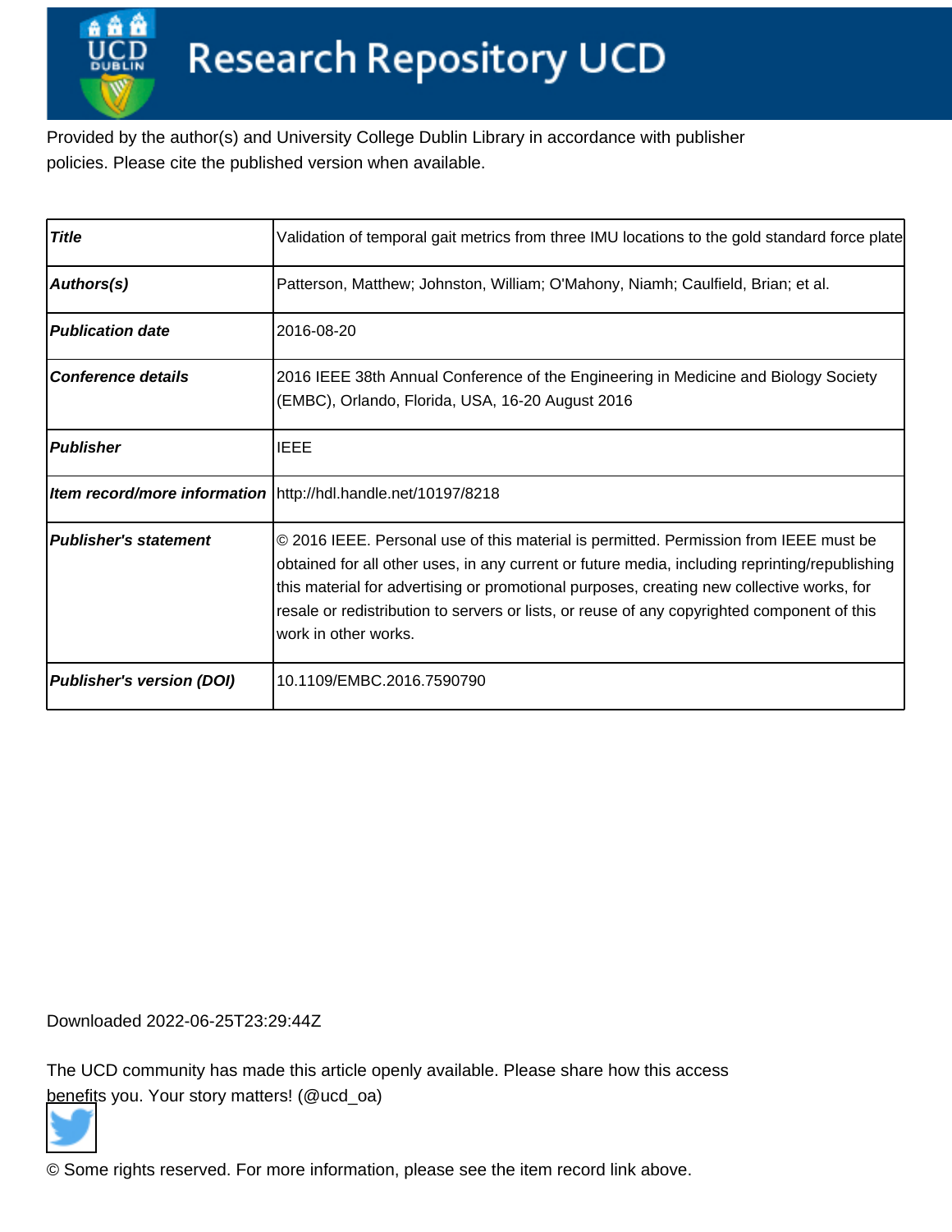Research Repository UCD

Provided by the author(s) and University College Dublin Library in accordance with publisher policies. Please cite the published version when available.

| Title | Validation of temporal gait metrics from three IMU locations to the gold standard force plate |
|---|---|
| Authors(s) | Patterson, Matthew; Johnston, William; O'Mahony, Niamh; Caulfield, Brian; et al. |
| Publication date | 2016-08-20 |
| Conference details | 2016 IEEE 38th Annual Conference of the Engineering in Medicine and Biology Society (EMBC), Orlando, Florida, USA, 16-20 August 2016 |
| Publisher | IEEE |
| Item record/more information | http://hdl.handle.net/10197/8218 |
| Publisher's statement | © 2016 IEEE. Personal use of this material is permitted. Permission from IEEE must be obtained for all other uses, in any current or future media, including reprinting/republishing this material for advertising or promotional purposes, creating new collective works, for resale or redistribution to servers or lists, or reuse of any copyrighted component of this work in other works. |
| Publisher's version (DOI) | 10.1109/EMBC.2016.7590790 |

Downloaded 2022-06-25T23:29:44Z

The UCD community has made this article openly available. Please share how this access benefits you. Your story matters! (@ucd_oa)

© Some rights reserved. For more information, please see the item record link above.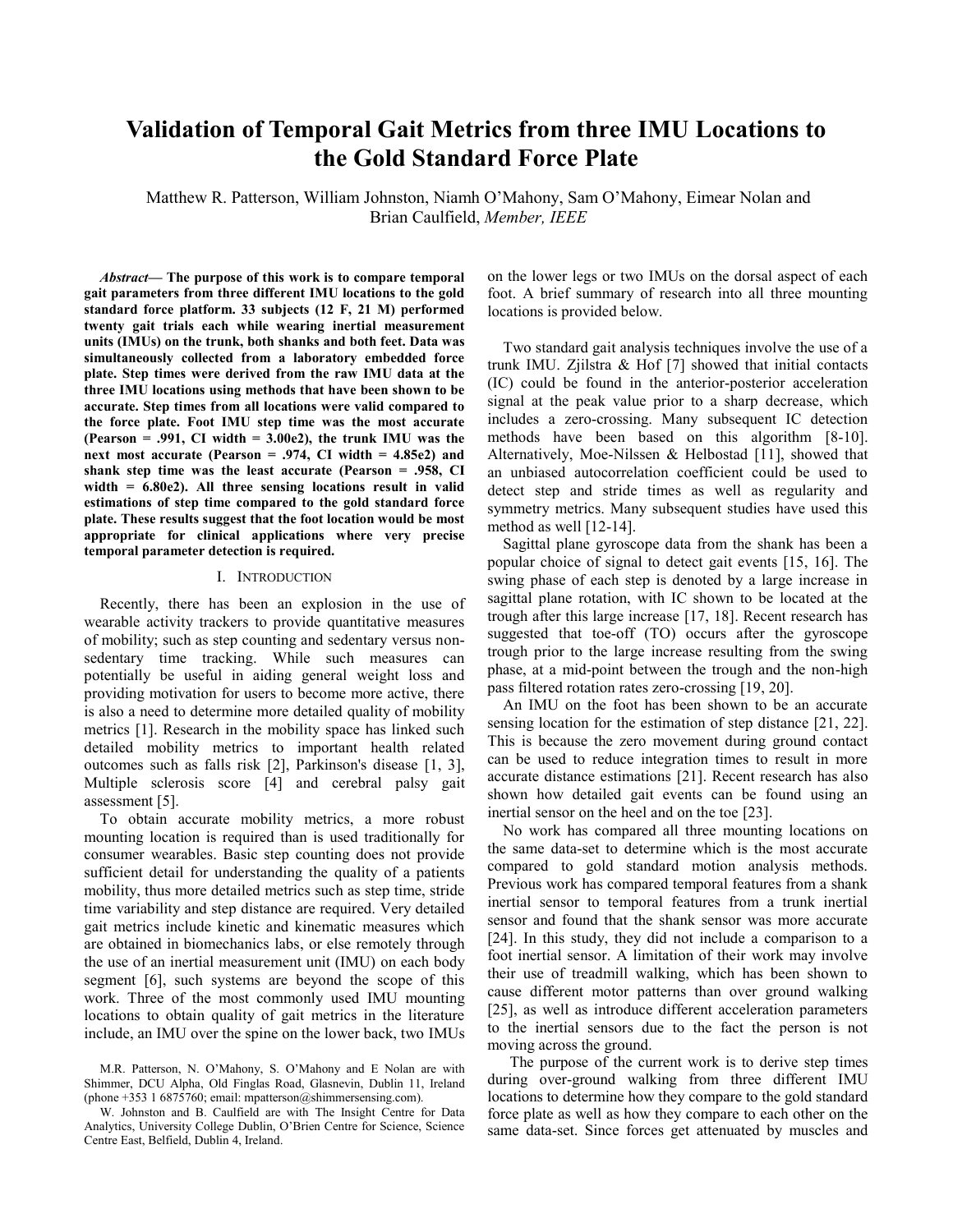# Validation of Temporal Gait Metrics from three IMU Locations to the Gold Standard Force Plate

Matthew R. Patterson, William Johnston, Niamh O'Mahony, Sam O'Mahony, Eimear Nolan and Brian Caulfield, *Member, IEEE*

***Abstract*— The purpose of this work is to compare temporal gait parameters from three different IMU locations to the gold standard force platform. 33 subjects (12 F, 21 M) performed twenty gait trials each while wearing inertial measurement units (IMUs) on the trunk, both shanks and both feet. Data was simultaneously collected from a laboratory embedded force plate. Step times were derived from the raw IMU data at the three IMU locations using methods that have been shown to be accurate. Step times from all locations were valid compared to the force plate. Foot IMU step time was the most accurate (Pearson = .991, CI width = 3.00e2), the trunk IMU was the next most accurate (Pearson = .974, CI width = 4.85e2) and shank step time was the least accurate (Pearson = .958, CI width = 6.80e2). All three sensing locations result in valid estimations of step time compared to the gold standard force plate. These results suggest that the foot location would be most appropriate for clinical applications where very precise temporal parameter detection is required.**

## I. Introduction

Recently, there has been an explosion in the use of wearable activity trackers to provide quantitative measures of mobility; such as step counting and sedentary versus non-sedentary time tracking. While such measures can potentially be useful in aiding general weight loss and providing motivation for users to become more active, there is also a need to determine more detailed quality of mobility metrics [1]. Research in the mobility space has linked such detailed mobility metrics to important health related outcomes such as falls risk [2], Parkinson's disease [1, 3], Multiple sclerosis score [4] and cerebral palsy gait assessment [5].

To obtain accurate mobility metrics, a more robust mounting location is required than is used traditionally for consumer wearables. Basic step counting does not provide sufficient detail for understanding the quality of a patients mobility, thus more detailed metrics such as step time, stride time variability and step distance are required. Very detailed gait metrics include kinetic and kinematic measures which are obtained in biomechanics labs, or else remotely through the use of an inertial measurement unit (IMU) on each body segment [6], such systems are beyond the scope of this work. Three of the most commonly used IMU mounting locations to obtain quality of gait metrics in the literature include, an IMU over the spine on the lower back, two IMUs on the lower legs or two IMUs on the dorsal aspect of each foot. A brief summary of research into all three mounting locations is provided below.

Two standard gait analysis techniques involve the use of a trunk IMU. Zjilstra & Hof [7] showed that initial contacts (IC) could be found in the anterior-posterior acceleration signal at the peak value prior to a sharp decrease, which includes a zero-crossing. Many subsequent IC detection methods have been based on this algorithm [8-10]. Alternatively, Moe-Nilssen & Helbostad [11], showed that an unbiased autocorrelation coefficient could be used to detect step and stride times as well as regularity and symmetry metrics. Many subsequent studies have used this method as well [12-14].

Sagittal plane gyroscope data from the shank has been a popular choice of signal to detect gait events [15, 16]. The swing phase of each step is denoted by a large increase in sagittal plane rotation, with IC shown to be located at the trough after this large increase [17, 18]. Recent research has suggested that toe-off (TO) occurs after the gyroscope trough prior to the large increase resulting from the swing phase, at a mid-point between the trough and the non-high pass filtered rotation rates zero-crossing [19, 20].

An IMU on the foot has been shown to be an accurate sensing location for the estimation of step distance [21, 22]. This is because the zero movement during ground contact can be used to reduce integration times to result in more accurate distance estimations [21]. Recent research has also shown how detailed gait events can be found using an inertial sensor on the heel and on the toe [23].

No work has compared all three mounting locations on the same data-set to determine which is the most accurate compared to gold standard motion analysis methods. Previous work has compared temporal features from a shank inertial sensor to temporal features from a trunk inertial sensor and found that the shank sensor was more accurate [24]. In this study, they did not include a comparison to a foot inertial sensor. A limitation of their work may involve their use of treadmill walking, which has been shown to cause different motor patterns than over ground walking [25], as well as introduce different acceleration parameters to the inertial sensors due to the fact the person is not moving across the ground.

The purpose of the current work is to derive step times during over-ground walking from three different IMU locations to determine how they compare to the gold standard force plate as well as how they compare to each other on the same data-set. Since forces get attenuated by muscles and

M.R. Patterson, N. O'Mahony, S. O'Mahony and E Nolan are with Shimmer, DCU Alpha, Old Finglas Road, Glasnevin, Dublin 11, Ireland (phone +353 1 6875760; email: mpatterson@shimmersensing.com).

W. Johnston and B. Caulfield are with The Insight Centre for Data Analytics, University College Dublin, O'Brien Centre for Science, Science Centre East, Belfield, Dublin 4, Ireland.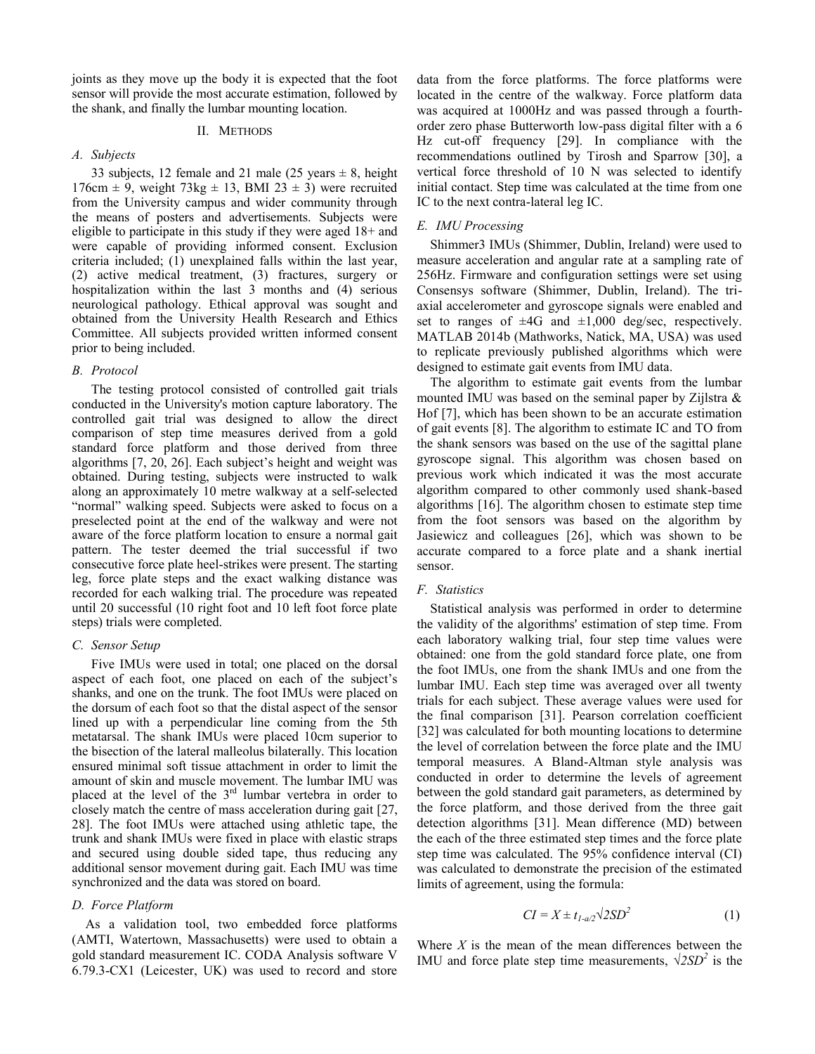joints as they move up the body it is expected that the foot sensor will provide the most accurate estimation, followed by the shank, and finally the lumbar mounting location.

## II. Methods

### A. Subjects

33 subjects, 12 female and 21 male (25 years ± 8, height 176cm ± 9, weight 73kg ± 13, BMI 23 ± 3) were recruited from the University campus and wider community through the means of posters and advertisements. Subjects were eligible to participate in this study if they were aged 18+ and were capable of providing informed consent. Exclusion criteria included; (1) unexplained falls within the last year, (2) active medical treatment, (3) fractures, surgery or hospitalization within the last 3 months and (4) serious neurological pathology. Ethical approval was sought and obtained from the University Health Research and Ethics Committee. All subjects provided written informed consent prior to being included.

### B. Protocol

The testing protocol consisted of controlled gait trials conducted in the University's motion capture laboratory. The controlled gait trial was designed to allow the direct comparison of step time measures derived from a gold standard force platform and those derived from three algorithms [7, 20, 26]. Each subject's height and weight was obtained. During testing, subjects were instructed to walk along an approximately 10 metre walkway at a self-selected "normal" walking speed. Subjects were asked to focus on a preselected point at the end of the walkway and were not aware of the force platform location to ensure a normal gait pattern. The tester deemed the trial successful if two consecutive force plate heel-strikes were present. The starting leg, force plate steps and the exact walking distance was recorded for each walking trial. The procedure was repeated until 20 successful (10 right foot and 10 left foot force plate steps) trials were completed.

### C. Sensor Setup

Five IMUs were used in total; one placed on the dorsal aspect of each foot, one placed on each of the subject's shanks, and one on the trunk. The foot IMUs were placed on the dorsum of each foot so that the distal aspect of the sensor lined up with a perpendicular line coming from the 5th metatarsal. The shank IMUs were placed 10cm superior to the bisection of the lateral malleolus bilaterally. This location ensured minimal soft tissue attachment in order to limit the amount of skin and muscle movement. The lumbar IMU was placed at the level of the 3rd lumbar vertebra in order to closely match the centre of mass acceleration during gait [27, 28]. The foot IMUs were attached using athletic tape, the trunk and shank IMUs were fixed in place with elastic straps and secured using double sided tape, thus reducing any additional sensor movement during gait. Each IMU was time synchronized and the data was stored on board.

### D. Force Platform

As a validation tool, two embedded force platforms (AMTI, Watertown, Massachusetts) were used to obtain a gold standard measurement IC. CODA Analysis software V 6.79.3-CX1 (Leicester, UK) was used to record and store data from the force platforms. The force platforms were located in the centre of the walkway. Force platform data was acquired at 1000Hz and was passed through a fourth-order zero phase Butterworth low-pass digital filter with a 6 Hz cut-off frequency [29]. In compliance with the recommendations outlined by Tirosh and Sparrow [30], a vertical force threshold of 10 N was selected to identify initial contact. Step time was calculated at the time from one IC to the next contra-lateral leg IC.

### E. IMU Processing

Shimmer3 IMUs (Shimmer, Dublin, Ireland) were used to measure acceleration and angular rate at a sampling rate of 256Hz. Firmware and configuration settings were set using Consensys software (Shimmer, Dublin, Ireland). The tri-axial accelerometer and gyroscope signals were enabled and set to ranges of ±4G and ±1,000 deg/sec, respectively. MATLAB 2014b (Mathworks, Natick, MA, USA) was used to replicate previously published algorithms which were designed to estimate gait events from IMU data.

The algorithm to estimate gait events from the lumbar mounted IMU was based on the seminal paper by Zijlstra & Hof [7], which has been shown to be an accurate estimation of gait events [8]. The algorithm to estimate IC and TO from the shank sensors was based on the use of the sagittal plane gyroscope signal. This algorithm was chosen based on previous work which indicated it was the most accurate algorithm compared to other commonly used shank-based algorithms [16]. The algorithm chosen to estimate step time from the foot sensors was based on the algorithm by Jasiewicz and colleagues [26], which was shown to be accurate compared to a force plate and a shank inertial sensor.

### F. Statistics

Statistical analysis was performed in order to determine the validity of the algorithms' estimation of step time. From each laboratory walking trial, four step time values were obtained: one from the gold standard force plate, one from the foot IMUs, one from the shank IMUs and one from the lumbar IMU. Each step time was averaged over all twenty trials for each subject. These average values were used for the final comparison [31]. Pearson correlation coefficient [32] was calculated for both mounting locations to determine the level of correlation between the force plate and the IMU temporal measures. A Bland-Altman style analysis was conducted in order to determine the levels of agreement between the gold standard gait parameters, as determined by the force platform, and those derived from the three gait detection algorithms [31]. Mean difference (MD) between the each of the three estimated step times and the force plate step time was calculated. The 95% confidence interval (CI) was calculated to demonstrate the precision of the estimated limits of agreement, using the formula:

$$CI = X \pm t_{1-a/2}\sqrt{2SD^2} \qquad (1)$$

Where $X$ is the mean of the mean differences between the IMU and force plate step time measurements, $\sqrt{2SD^2}$ is the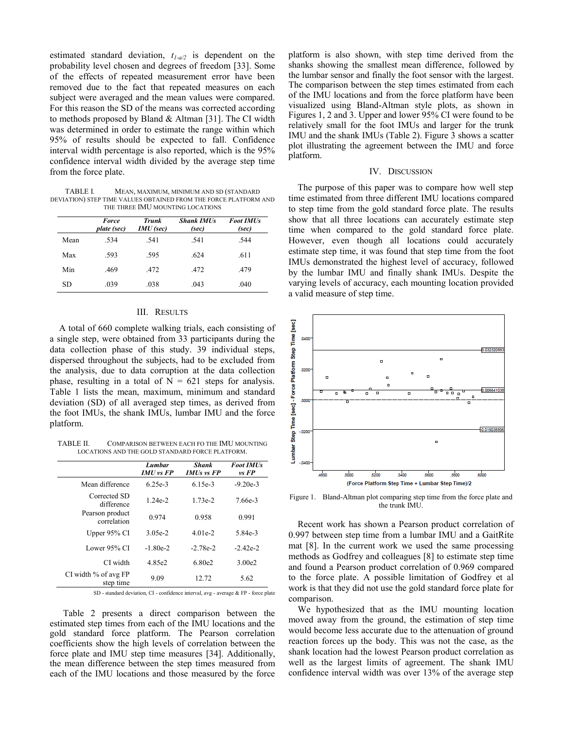estimated standard deviation, $t_{1-a/2}$ is dependent on the probability level chosen and degrees of freedom [33]. Some of the effects of repeated measurement error have been removed due to the fact that repeated measures on each subject were averaged and the mean values were compared. For this reason the SD of the means was corrected according to methods proposed by Bland & Altman [31]. The CI width was determined in order to estimate the range within which 95% of results should be expected to fall. Confidence interval width percentage is also reported, which is the 95% confidence interval width divided by the average step time from the force plate.

TABLE I. MEAN, MAXIMUM, MINIMUM AND SD (STANDARD DEVIATION) STEP TIME VALUES OBTAINED FROM THE FORCE PLATFORM AND THE THREE IMU MOUNTING LOCATIONS

| | *Force plate (sec)* | *Trunk IMU (sec)* | *Shank IMUs (sec)* | *Foot IMUs (sec)* |
|---|---|---|---|---|
| Mean | .534 | .541 | .541 | .544 |
| Max | .593 | .595 | .624 | .611 |
| Min | .469 | .472 | .472 | .479 |
| SD | .039 | .038 | .043 | .040 |

## III. RESULTS

A total of 660 complete walking trials, each consisting of a single step, were obtained from 33 participants during the data collection phase of this study. 39 individual steps, dispersed throughout the subjects, had to be excluded from the analysis, due to data corruption at the data collection phase, resulting in a total of N = 621 steps for analysis. Table 1 lists the mean, maximum, minimum and standard deviation (SD) of all averaged step times, as derived from the foot IMUs, the shank IMUs, lumbar IMU and the force platform.

TABLE II. COMPARISON BETWEEN EACH FO THE IMU MOUNTING LOCATIONS AND THE GOLD STANDARD FORCE PLATFORM.

| | *Lumbar IMU vs FP* | *Shank IMUs vs FP* | *Foot IMUs vs FP* |
|---|---|---|---|
| Mean difference | 6.25e-3 | 6.15e-3 | -9.20e-3 |
| Corrected SD difference | 1.24e-2 | 1.73e-2 | 7.66e-3 |
| Pearson product correlation | 0.974 | 0.958 | 0.991 |
| Upper 95% CI | 3.05e-2 | 4.01e-2 | 5.84e-3 |
| Lower 95% CI | -1.80e-2 | -2.78e-2 | -2.42e-2 |
| CI width | 4.85e2 | 6.80e2 | 3.00e2 |
| CI width % of avg FP step time | 9.09 | 12.72 | 5.62 |

SD - standard deviation, CI - confidence interval, avg - average & FP - force plate

Table 2 presents a direct comparison between the estimated step times from each of the IMU locations and the gold standard force platform. The Pearson correlation coefficients show the high levels of correlation between the force plate and IMU step time measures [34]. Additionally, the mean difference between the step times measured from each of the IMU locations and those measured by the force platform is also shown, with step time derived from the shanks showing the smallest mean difference, followed by the lumbar sensor and finally the foot sensor with the largest. The comparison between the step times estimated from each of the IMU locations and from the force platform have been visualized using Bland-Altman style plots, as shown in Figures 1, 2 and 3. Upper and lower 95% CI were found to be relatively small for the foot IMUs and larger for the trunk IMU and the shank IMUs (Table 2). Figure 3 shows a scatter plot illustrating the agreement between the IMU and force platform.

## IV. DISCUSSION

The purpose of this paper was to compare how well step time estimated from three different IMU locations compared to step time from the gold standard force plate. The results show that all three locations can accurately estimate step time when compared to the gold standard force plate. However, even though all locations could accurately estimate step time, it was found that step time from the foot IMUs demonstrated the highest level of accuracy, followed by the lumbar IMU and finally shank IMUs. Despite the varying levels of accuracy, each mounting location provided a valid measure of step time.

Figure 1. Bland-Altman plot comparing step time from the force plate and the trunk IMU.

Recent work has shown a Pearson product correlation of 0.997 between step time from a lumbar IMU and a GaitRite mat [8]. In the current work we used the same processing methods as Godfrey and colleagues [8] to estimate step time and found a Pearson product correlation of 0.969 compared to the force plate. A possible limitation of Godfrey et al work is that they did not use the gold standard force plate for comparison.

We hypothesized that as the IMU mounting location moved away from the ground, the estimation of step time would become less accurate due to the attenuation of ground reaction forces up the body. This was not the case, as the shank location had the lowest Pearson product correlation as well as the largest limits of agreement. The shank IMU confidence interval width was over 13% of the average step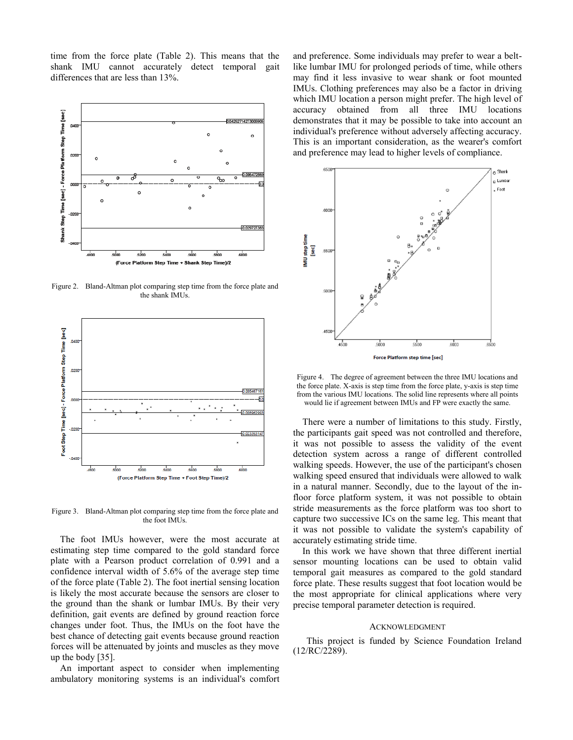time from the force plate (Table 2). This means that the shank IMU cannot accurately detect temporal gait differences that are less than 13%.

Figure 2. Bland-Altman plot comparing step time from the force plate and the shank IMUs.

Figure 3. Bland-Altman plot comparing step time from the force plate and the foot IMUs.

The foot IMUs however, were the most accurate at estimating step time compared to the gold standard force plate with a Pearson product correlation of 0.991 and a confidence interval width of 5.6% of the average step time of the force plate (Table 2). The foot inertial sensing location is likely the most accurate because the sensors are closer to the ground than the shank or lumbar IMUs. By their very definition, gait events are defined by ground reaction force changes under foot. Thus, the IMUs on the foot have the best chance of detecting gait events because ground reaction forces will be attenuated by joints and muscles as they move up the body [35].

An important aspect to consider when implementing ambulatory monitoring systems is an individual's comfort and preference. Some individuals may prefer to wear a belt-like lumbar IMU for prolonged periods of time, while others may find it less invasive to wear shank or foot mounted IMUs. Clothing preferences may also be a factor in driving which IMU location a person might prefer. The high level of accuracy obtained from all three IMU locations demonstrates that it may be possible to take into account an individual's preference without adversely affecting accuracy. This is an important consideration, as the wearer's comfort and preference may lead to higher levels of compliance.

Figure 4. The degree of agreement between the three IMU locations and the force plate. X-axis is step time from the force plate, y-axis is step time from the various IMU locations. The solid line represents where all points would lie if agreement between IMUs and FP were exactly the same.

There were a number of limitations to this study. Firstly, the participants gait speed was not controlled and therefore, it was not possible to assess the validity of the event detection system across a range of different controlled walking speeds. However, the use of the participant's chosen walking speed ensured that individuals were allowed to walk in a natural manner. Secondly, due to the layout of the in-floor force platform system, it was not possible to obtain stride measurements as the force platform was too short to capture two successive ICs on the same leg. This meant that it was not possible to validate the system's capability of accurately estimating stride time.

In this work we have shown that three different inertial sensor mounting locations can be used to obtain valid temporal gait measures as compared to the gold standard force plate. These results suggest that foot location would be the most appropriate for clinical applications where very precise temporal parameter detection is required.

## Acknowledgment

This project is funded by Science Foundation Ireland (12/RC/2289).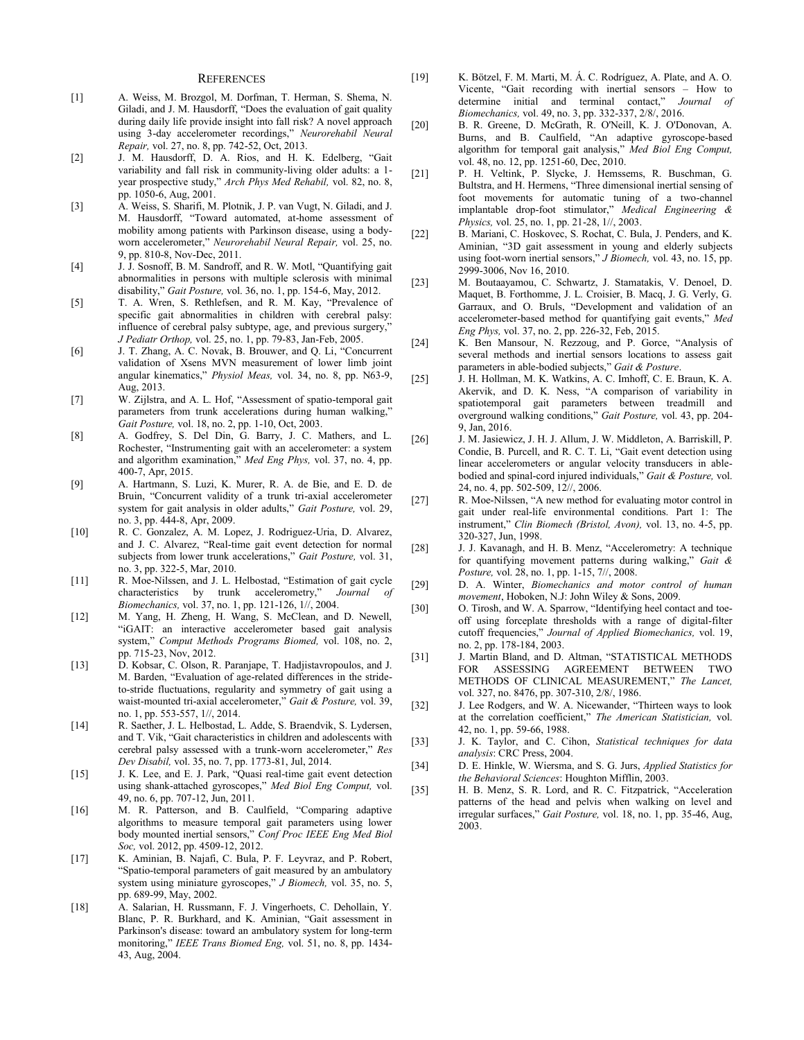## References

[1] A. Weiss, M. Brozgol, M. Dorfman, T. Herman, S. Shema, N. Giladi, and J. M. Hausdorff, "Does the evaluation of gait quality during daily life provide insight into fall risk? A novel approach using 3-day accelerometer recordings," *Neurorehabil Neural Repair,* vol. 27, no. 8, pp. 742-52, Oct, 2013.

[2] J. M. Hausdorff, D. A. Rios, and H. K. Edelberg, "Gait variability and fall risk in community-living older adults: a 1-year prospective study," *Arch Phys Med Rehabil,* vol. 82, no. 8, pp. 1050-6, Aug, 2001.

[3] A. Weiss, S. Sharifi, M. Plotnik, J. P. van Vugt, N. Giladi, and J. M. Hausdorff, "Toward automated, at-home assessment of mobility among patients with Parkinson disease, using a body-worn accelerometer," *Neurorehabil Neural Repair,* vol. 25, no. 9, pp. 810-8, Nov-Dec, 2011.

[4] J. J. Sosnoff, B. M. Sandroff, and R. W. Motl, "Quantifying gait abnormalities in persons with multiple sclerosis with minimal disability," *Gait Posture,* vol. 36, no. 1, pp. 154-6, May, 2012.

[5] T. A. Wren, S. Rethlefsen, and R. M. Kay, "Prevalence of specific gait abnormalities in children with cerebral palsy: influence of cerebral palsy subtype, age, and previous surgery," *J Pediatr Orthop,* vol. 25, no. 1, pp. 79-83, Jan-Feb, 2005.

[6] J. T. Zhang, A. C. Novak, B. Brouwer, and Q. Li, "Concurrent validation of Xsens MVN measurement of lower limb joint angular kinematics," *Physiol Meas,* vol. 34, no. 8, pp. N63-9, Aug, 2013.

[7] W. Zijlstra, and A. L. Hof, "Assessment of spatio-temporal gait parameters from trunk accelerations during human walking," *Gait Posture,* vol. 18, no. 2, pp. 1-10, Oct, 2003.

[8] A. Godfrey, S. Del Din, G. Barry, J. C. Mathers, and L. Rochester, "Instrumenting gait with an accelerometer: a system and algorithm examination," *Med Eng Phys,* vol. 37, no. 4, pp. 400-7, Apr, 2015.

[9] A. Hartmann, S. Luzi, K. Murer, R. A. de Bie, and E. D. de Bruin, "Concurrent validity of a trunk tri-axial accelerometer system for gait analysis in older adults," *Gait Posture,* vol. 29, no. 3, pp. 444-8, Apr, 2009.

[10] R. C. Gonzalez, A. M. Lopez, J. Rodriguez-Uria, D. Alvarez, and J. C. Alvarez, "Real-time gait event detection for normal subjects from lower trunk accelerations," *Gait Posture,* vol. 31, no. 3, pp. 322-5, Mar, 2010.

[11] R. Moe-Nilssen, and J. L. Helbostad, "Estimation of gait cycle characteristics by trunk accelerometry," *Journal of Biomechanics,* vol. 37, no. 1, pp. 121-126, 1//, 2004.

[12] M. Yang, H. Zheng, H. Wang, S. McClean, and D. Newell, "iGAIT: an interactive accelerometer based gait analysis system," *Comput Methods Programs Biomed,* vol. 108, no. 2, pp. 715-23, Nov, 2012.

[13] D. Kobsar, C. Olson, R. Paranjape, T. Hadjistavropoulos, and J. M. Barden, "Evaluation of age-related differences in the stride-to-stride fluctuations, regularity and symmetry of gait using a waist-mounted tri-axial accelerometer," *Gait & Posture,* vol. 39, no. 1, pp. 553-557, 1//, 2014.

[14] R. Saether, J. L. Helbostad, L. Adde, S. Braendvik, S. Lydersen, and T. Vik, "Gait characteristics in children and adolescents with cerebral palsy assessed with a trunk-worn accelerometer," *Res Dev Disabil,* vol. 35, no. 7, pp. 1773-81, Jul, 2014.

[15] J. K. Lee, and E. J. Park, "Quasi real-time gait event detection using shank-attached gyroscopes," *Med Biol Eng Comput,* vol. 49, no. 6, pp. 707-12, Jun, 2011.

[16] M. R. Patterson, and B. Caulfield, "Comparing adaptive algorithms to measure temporal gait parameters using lower body mounted inertial sensors," *Conf Proc IEEE Eng Med Biol Soc,* vol. 2012, pp. 4509-12, 2012.

[17] K. Aminian, B. Najafi, C. Bula, P. F. Leyvraz, and P. Robert, "Spatio-temporal parameters of gait measured by an ambulatory system using miniature gyroscopes," *J Biomech,* vol. 35, no. 5, pp. 689-99, May, 2002.

[18] A. Salarian, H. Russmann, F. J. Vingerhoets, C. Dehollain, Y. Blanc, P. R. Burkhard, and K. Aminian, "Gait assessment in Parkinson's disease: toward an ambulatory system for long-term monitoring," *IEEE Trans Biomed Eng,* vol. 51, no. 8, pp. 1434-43, Aug, 2004.

[19] K. Bötzel, F. M. Marti, M. Á. C. Rodríguez, A. Plate, and A. O. Vicente, "Gait recording with inertial sensors – How to determine initial and terminal contact," *Journal of Biomechanics,* vol. 49, no. 3, pp. 332-337, 2/8/, 2016.

[20] B. R. Greene, D. McGrath, R. O'Neill, K. J. O'Donovan, A. Burns, and B. Caulfield, "An adaptive gyroscope-based algorithm for temporal gait analysis," *Med Biol Eng Comput,* vol. 48, no. 12, pp. 1251-60, Dec, 2010.

[21] P. H. Veltink, P. Slycke, J. Hemssems, R. Buschman, G. Bultstra, and H. Hermens, "Three dimensional inertial sensing of foot movements for automatic tuning of a two-channel implantable drop-foot stimulator," *Medical Engineering & Physics,* vol. 25, no. 1, pp. 21-28, 1//, 2003.

[22] B. Mariani, C. Hoskovec, S. Rochat, C. Bula, J. Penders, and K. Aminian, "3D gait assessment in young and elderly subjects using foot-worn inertial sensors," *J Biomech,* vol. 43, no. 15, pp. 2999-3006, Nov 16, 2010.

[23] M. Boutaayamou, C. Schwartz, J. Stamatakis, V. Denoel, D. Maquet, B. Forthomme, J. L. Croisier, B. Macq, J. G. Verly, G. Garraux, and O. Bruls, "Development and validation of an accelerometer-based method for quantifying gait events," *Med Eng Phys,* vol. 37, no. 2, pp. 226-32, Feb, 2015.

[24] K. Ben Mansour, N. Rezzoug, and P. Gorce, "Analysis of several methods and inertial sensors locations to assess gait parameters in able-bodied subjects," *Gait & Posture*.

[25] J. H. Hollman, M. K. Watkins, A. C. Imhoff, C. E. Braun, K. A. Akervik, and D. K. Ness, "A comparison of variability in spatiotemporal gait parameters between treadmill and overground walking conditions," *Gait Posture,* vol. 43, pp. 204-9, Jan, 2016.

[26] J. M. Jasiewicz, J. H. J. Allum, J. W. Middleton, A. Barriskill, P. Condie, B. Purcell, and R. C. T. Li, "Gait event detection using linear accelerometers or angular velocity transducers in able-bodied and spinal-cord injured individuals," *Gait & Posture,* vol. 24, no. 4, pp. 502-509, 12//, 2006.

[27] R. Moe-Nilssen, "A new method for evaluating motor control in gait under real-life environmental conditions. Part 1: The instrument," *Clin Biomech (Bristol, Avon),* vol. 13, no. 4-5, pp. 320-327, Jun, 1998.

[28] J. J. Kavanagh, and H. B. Menz, "Accelerometry: A technique for quantifying movement patterns during walking," *Gait & Posture,* vol. 28, no. 1, pp. 1-15, 7//, 2008.

[29] D. A. Winter, *Biomechanics and motor control of human movement*, Hoboken, N.J: John Wiley & Sons, 2009.

[30] O. Tirosh, and W. A. Sparrow, "Identifying heel contact and toe-off using forceplate thresholds with a range of digital-filter cutoff frequencies," *Journal of Applied Biomechanics,* vol. 19, no. 2, pp. 178-184, 2003.

[31] J. Martin Bland, and D. Altman, "STATISTICAL METHODS FOR ASSESSING AGREEMENT BETWEEN TWO METHODS OF CLINICAL MEASUREMENT," *The Lancet,* vol. 327, no. 8476, pp. 307-310, 2/8/, 1986.

[32] J. Lee Rodgers, and W. A. Nicewander, "Thirteen ways to look at the correlation coefficient," *The American Statistician,* vol. 42, no. 1, pp. 59-66, 1988.

[33] J. K. Taylor, and C. Cihon, *Statistical techniques for data analysis*: CRC Press, 2004.

[34] D. E. Hinkle, W. Wiersma, and S. G. Jurs, *Applied Statistics for the Behavioral Sciences*: Houghton Mifflin, 2003.

[35] H. B. Menz, S. R. Lord, and R. C. Fitzpatrick, "Acceleration patterns of the head and pelvis when walking on level and irregular surfaces," *Gait Posture,* vol. 18, no. 1, pp. 35-46, Aug, 2003.